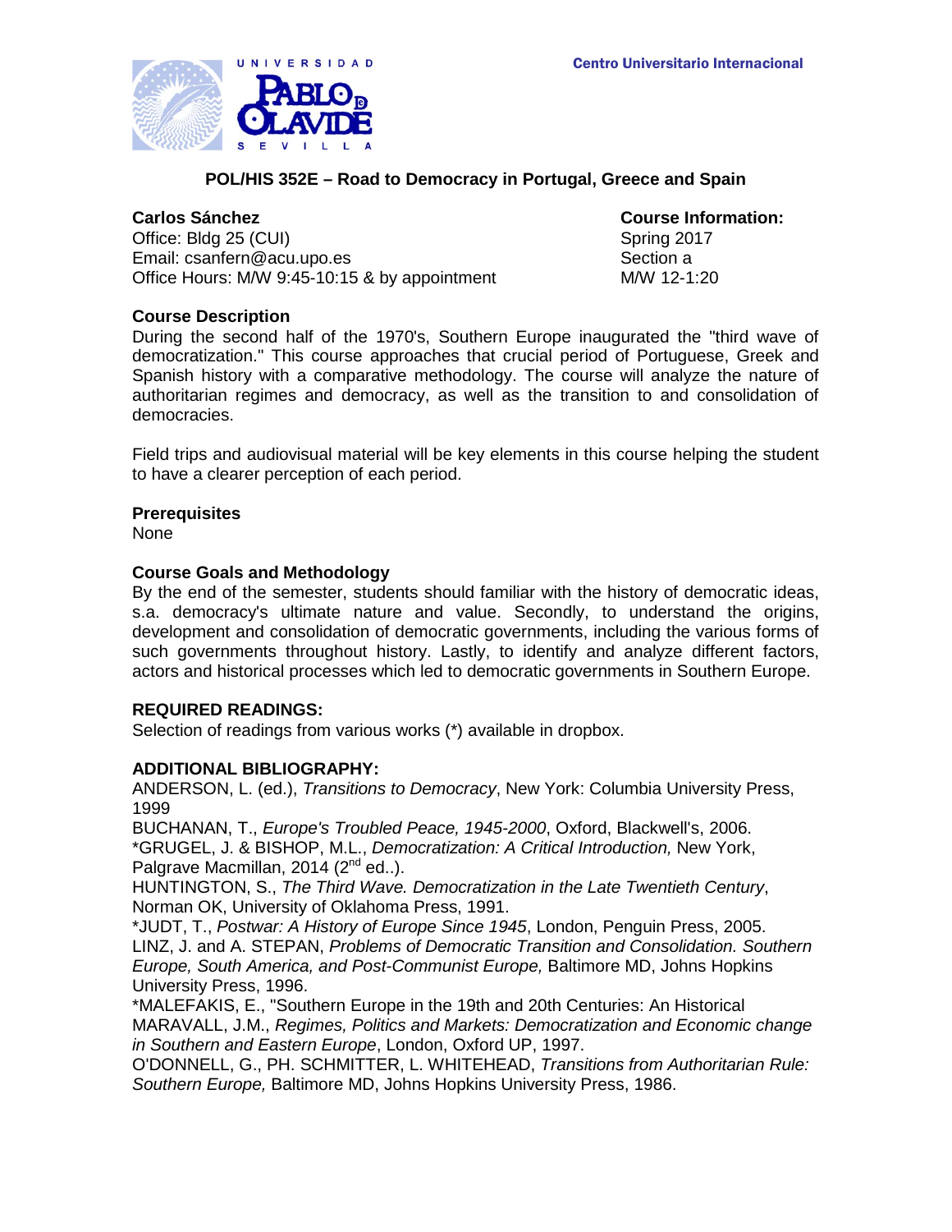UNIVERSIDAD PABLO DE OLAVIDE SEVILLA

**Centro Universitario Internacional**

## POL/HIS 352E – Road to Democracy in Portugal, Greece and Spain

**Carlos Sánchez**
Office: Bldg 25 (CUI)
Email: csanfern@acu.upo.es
Office Hours: M/W 9:45-10:15 & by appointment

**Course Information:**
Spring 2017
Section a
M/W 12-1:20

### Course Description

During the second half of the 1970's, Southern Europe inaugurated the "third wave of democratization." This course approaches that crucial period of Portuguese, Greek and Spanish history with a comparative methodology. The course will analyze the nature of authoritarian regimes and democracy, as well as the transition to and consolidation of democracies.

Field trips and audiovisual material will be key elements in this course helping the student to have a clearer perception of each period.

### Prerequisites

None

### Course Goals and Methodology

By the end of the semester, students should familiar with the history of democratic ideas, s.a. democracy's ultimate nature and value. Secondly, to understand the origins, development and consolidation of democratic governments, including the various forms of such governments throughout history. Lastly, to identify and analyze different factors, actors and historical processes which led to democratic governments in Southern Europe.

### REQUIRED READINGS:

Selection of readings from various works (*) available in dropbox.

### ADDITIONAL BIBLIOGRAPHY:

ANDERSON, L. (ed.), *Transitions to Democracy*, New York: Columbia University Press, 1999

BUCHANAN, T., *Europe's Troubled Peace, 1945-2000*, Oxford, Blackwell's, 2006.

*GRUGEL, J. & BISHOP, M.L., *Democratization: A Critical Introduction,* New York, Palgrave Macmillan, 2014 (2nd ed..).

HUNTINGTON, S., *The Third Wave. Democratization in the Late Twentieth Century*, Norman OK, University of Oklahoma Press, 1991.

*JUDT, T., *Postwar: A History of Europe Since 1945*, London, Penguin Press, 2005.

LINZ, J. and A. STEPAN, *Problems of Democratic Transition and Consolidation. Southern Europe, South America, and Post-Communist Europe,* Baltimore MD, Johns Hopkins University Press, 1996.

*MALEFAKIS, E., "Southern Europe in the 19th and 20th Centuries: An Historical

MARAVALL, J.M., *Regimes, Politics and Markets: Democratization and Economic change in Southern and Eastern Europe*, London, Oxford UP, 1997.

O'DONNELL, G., PH. SCHMITTER, L. WHITEHEAD, *Transitions from Authoritarian Rule: Southern Europe,* Baltimore MD, Johns Hopkins University Press, 1986.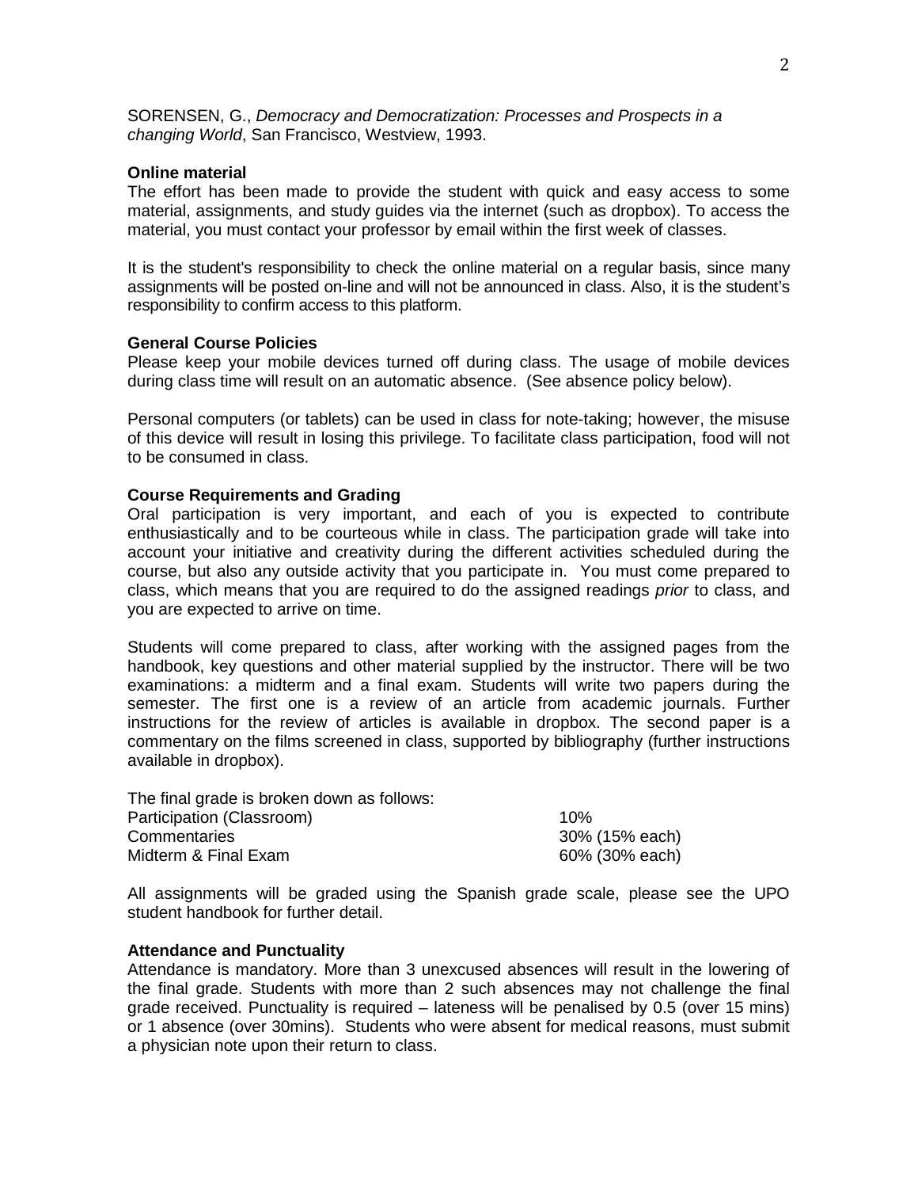SORENSEN, G., *Democracy and Democratization: Processes and Prospects in a changing World*, San Francisco, Westview, 1993.

**Online material**

The effort has been made to provide the student with quick and easy access to some material, assignments, and study guides via the internet (such as dropbox). To access the material, you must contact your professor by email within the first week of classes.

It is the student's responsibility to check the online material on a regular basis, since many assignments will be posted on-line and will not be announced in class. Also, it is the student's responsibility to confirm access to this platform.

**General Course Policies**

Please keep your mobile devices turned off during class. The usage of mobile devices during class time will result on an automatic absence. (See absence policy below).

Personal computers (or tablets) can be used in class for note-taking; however, the misuse of this device will result in losing this privilege. To facilitate class participation, food will not to be consumed in class.

**Course Requirements and Grading**

Oral participation is very important, and each of you is expected to contribute enthusiastically and to be courteous while in class. The participation grade will take into account your initiative and creativity during the different activities scheduled during the course, but also any outside activity that you participate in. You must come prepared to class, which means that you are required to do the assigned readings *prior* to class, and you are expected to arrive on time.

Students will come prepared to class, after working with the assigned pages from the handbook, key questions and other material supplied by the instructor. There will be two examinations: a midterm and a final exam. Students will write two papers during the semester. The first one is a review of an article from academic journals. Further instructions for the review of articles is available in dropbox. The second paper is a commentary on the films screened in class, supported by bibliography (further instructions available in dropbox).

The final grade is broken down as follows:

| | |
|---|---|
| Participation (Classroom) | 10% |
| Commentaries | 30% (15% each) |
| Midterm & Final Exam | 60% (30% each) |

All assignments will be graded using the Spanish grade scale, please see the UPO student handbook for further detail.

**Attendance and Punctuality**

Attendance is mandatory. More than 3 unexcused absences will result in the lowering of the final grade. Students with more than 2 such absences may not challenge the final grade received. Punctuality is required – lateness will be penalised by 0.5 (over 15 mins) or 1 absence (over 30mins). Students who were absent for medical reasons, must submit a physician note upon their return to class.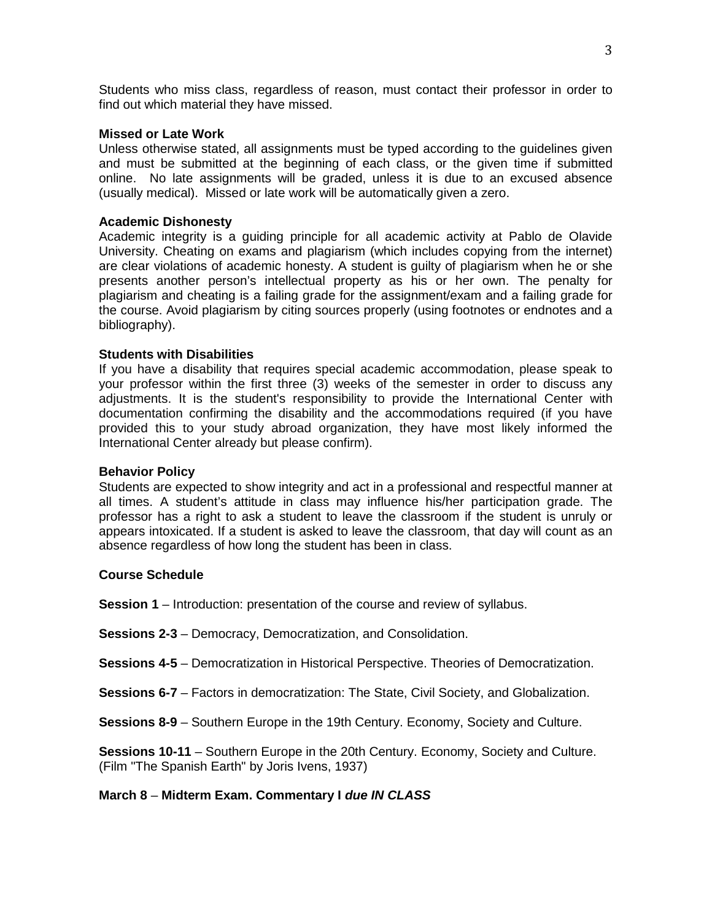Students who miss class, regardless of reason, must contact their professor in order to find out which material they have missed.

**Missed or Late Work**

Unless otherwise stated, all assignments must be typed according to the guidelines given and must be submitted at the beginning of each class, or the given time if submitted online. No late assignments will be graded, unless it is due to an excused absence (usually medical). Missed or late work will be automatically given a zero.

**Academic Dishonesty**

Academic integrity is a guiding principle for all academic activity at Pablo de Olavide University. Cheating on exams and plagiarism (which includes copying from the internet) are clear violations of academic honesty. A student is guilty of plagiarism when he or she presents another person's intellectual property as his or her own. The penalty for plagiarism and cheating is a failing grade for the assignment/exam and a failing grade for the course. Avoid plagiarism by citing sources properly (using footnotes or endnotes and a bibliography).

**Students with Disabilities**

If you have a disability that requires special academic accommodation, please speak to your professor within the first three (3) weeks of the semester in order to discuss any adjustments. It is the student's responsibility to provide the International Center with documentation confirming the disability and the accommodations required (if you have provided this to your study abroad organization, they have most likely informed the International Center already but please confirm).

**Behavior Policy**

Students are expected to show integrity and act in a professional and respectful manner at all times. A student's attitude in class may influence his/her participation grade. The professor has a right to ask a student to leave the classroom if the student is unruly or appears intoxicated. If a student is asked to leave the classroom, that day will count as an absence regardless of how long the student has been in class.

**Course Schedule**

**Session 1** – Introduction: presentation of the course and review of syllabus.

**Sessions 2-3** – Democracy, Democratization, and Consolidation.

**Sessions 4-5** – Democratization in Historical Perspective. Theories of Democratization.

**Sessions 6-7** – Factors in democratization: The State, Civil Society, and Globalization.

**Sessions 8-9** – Southern Europe in the 19th Century. Economy, Society and Culture.

**Sessions 10-11** – Southern Europe in the 20th Century. Economy, Society and Culture. (Film "The Spanish Earth" by Joris Ivens, 1937)

**March 8** – **Midterm Exam. Commentary I** ***due IN CLASS***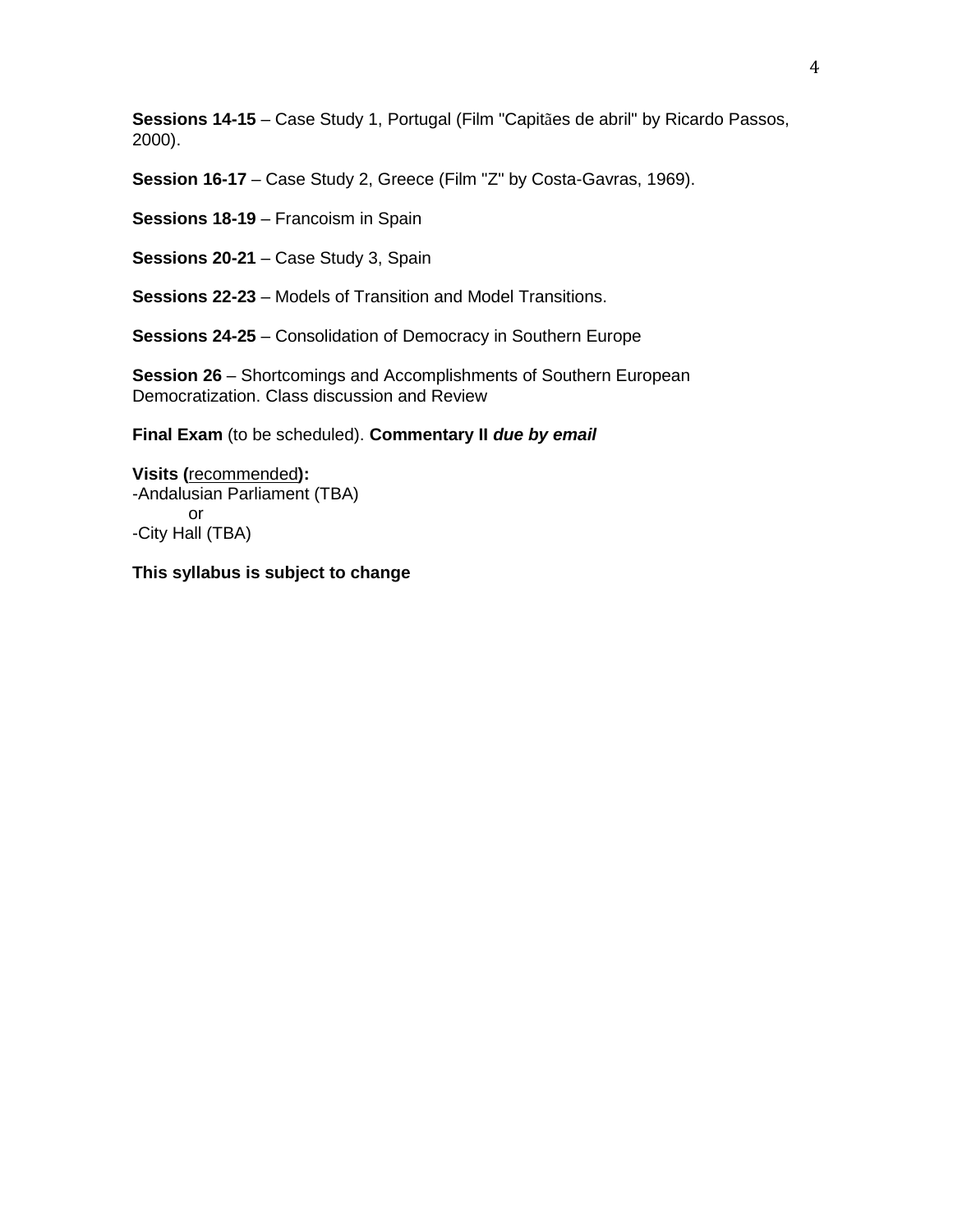**Sessions 14-15** – Case Study 1, Portugal (Film "Capitães de abril" by Ricardo Passos, 2000).

**Session 16-17** – Case Study 2, Greece (Film "Z" by Costa-Gavras, 1969).

**Sessions 18-19** – Francoism in Spain

**Sessions 20-21** – Case Study 3, Spain

**Sessions 22-23** – Models of Transition and Model Transitions.

**Sessions 24-25** – Consolidation of Democracy in Southern Europe

**Session 26** – Shortcomings and Accomplishments of Southern European Democratization. Class discussion and Review

**Final Exam** (to be scheduled). **Commentary II** ***due by email***

**Visits (**recommended**):**
-Andalusian Parliament (TBA)
or
-City Hall (TBA)

**This syllabus is subject to change**